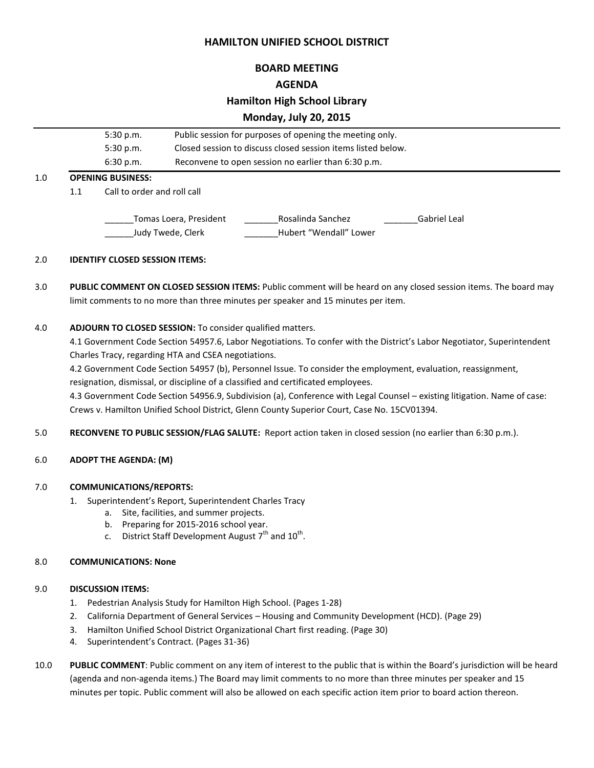# HAMILTON UNIFIED SCHOOL DISTRICT

## BOARD MEETING

## AGENDA

## Hamilton High School Library

## Monday, July 20, 2015

| | |
|---|---|
| 5:30 p.m. | Public session for purposes of opening the meeting only. |
| 5:30 p.m. | Closed session to discuss closed session items listed below. |
| 6:30 p.m. | Reconvene to open session no earlier than 6:30 p.m. |

1.0 **OPENING BUSINESS:**

1.1 Call to order and roll call

______Tomas Loera, President _______Rosalinda Sanchez _______Gabriel Leal

______Judy Twede, Clerk _______Hubert "Wendall" Lower

2.0 **IDENTIFY CLOSED SESSION ITEMS:**

3.0 **PUBLIC COMMENT ON CLOSED SESSION ITEMS:** Public comment will be heard on any closed session items. The board may limit comments to no more than three minutes per speaker and 15 minutes per item.

4.0 **ADJOURN TO CLOSED SESSION:** To consider qualified matters.

4.1 Government Code Section 54957.6, Labor Negotiations. To confer with the District's Labor Negotiator, Superintendent Charles Tracy, regarding HTA and CSEA negotiations.

4.2 Government Code Section 54957 (b), Personnel Issue. To consider the employment, evaluation, reassignment, resignation, dismissal, or discipline of a classified and certificated employees.

4.3 Government Code Section 54956.9, Subdivision (a), Conference with Legal Counsel – existing litigation. Name of case: Crews v. Hamilton Unified School District, Glenn County Superior Court, Case No. 15CV01394.

5.0 **RECONVENE TO PUBLIC SESSION/FLAG SALUTE:** Report action taken in closed session (no earlier than 6:30 p.m.).

6.0 **ADOPT THE AGENDA: (M)**

7.0 **COMMUNICATIONS/REPORTS:**

1. Superintendent's Report, Superintendent Charles Tracy
   a. Site, facilities, and summer projects.
   b. Preparing for 2015-2016 school year.
   c. District Staff Development August 7th and 10th.

8.0 **COMMUNICATIONS: None**

9.0 **DISCUSSION ITEMS:**

1. Pedestrian Analysis Study for Hamilton High School. (Pages 1-28)
2. California Department of General Services – Housing and Community Development (HCD). (Page 29)
3. Hamilton Unified School District Organizational Chart first reading. (Page 30)
4. Superintendent's Contract. (Pages 31-36)

10.0 **PUBLIC COMMENT**: Public comment on any item of interest to the public that is within the Board's jurisdiction will be heard (agenda and non-agenda items.) The Board may limit comments to no more than three minutes per speaker and 15 minutes per topic. Public comment will also be allowed on each specific action item prior to board action thereon.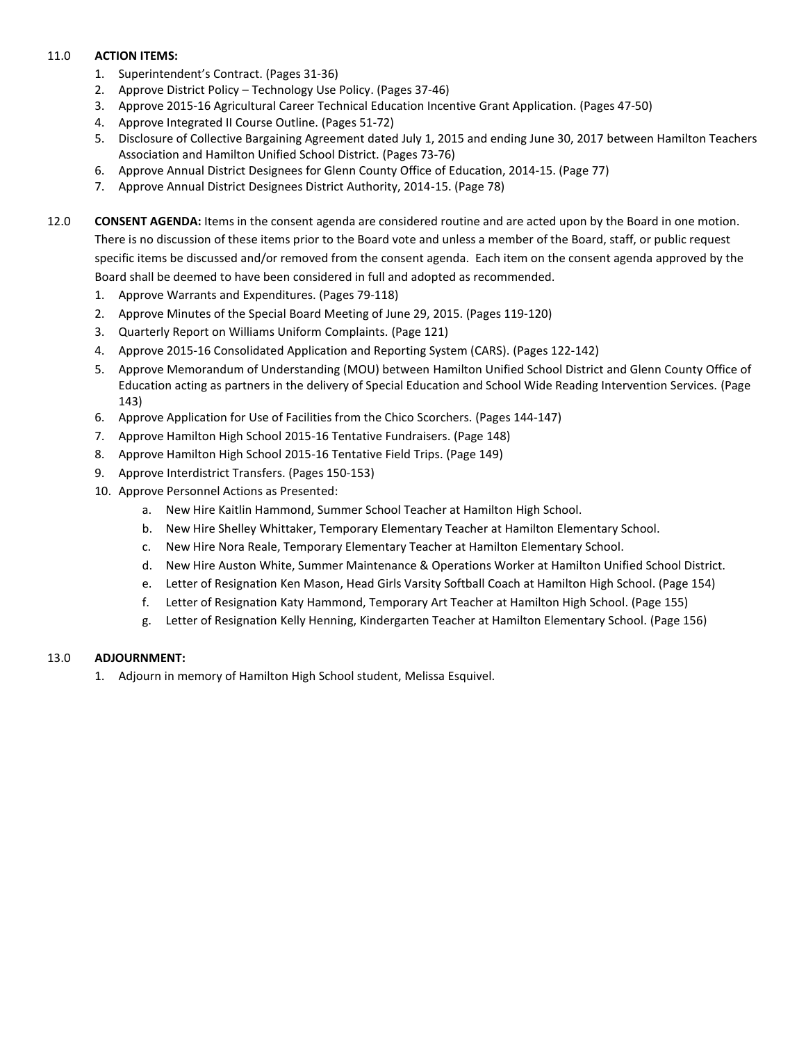11.0 **ACTION ITEMS:**

1. Superintendent's Contract. (Pages 31-36)
2. Approve District Policy – Technology Use Policy. (Pages 37-46)
3. Approve 2015-16 Agricultural Career Technical Education Incentive Grant Application. (Pages 47-50)
4. Approve Integrated II Course Outline. (Pages 51-72)
5. Disclosure of Collective Bargaining Agreement dated July 1, 2015 and ending June 30, 2017 between Hamilton Teachers Association and Hamilton Unified School District. (Pages 73-76)
6. Approve Annual District Designees for Glenn County Office of Education, 2014-15. (Page 77)
7. Approve Annual District Designees District Authority, 2014-15. (Page 78)

12.0 **CONSENT AGENDA:** Items in the consent agenda are considered routine and are acted upon by the Board in one motion. There is no discussion of these items prior to the Board vote and unless a member of the Board, staff, or public request specific items be discussed and/or removed from the consent agenda. Each item on the consent agenda approved by the Board shall be deemed to have been considered in full and adopted as recommended.

1. Approve Warrants and Expenditures. (Pages 79-118)
2. Approve Minutes of the Special Board Meeting of June 29, 2015. (Pages 119-120)
3. Quarterly Report on Williams Uniform Complaints. (Page 121)
4. Approve 2015-16 Consolidated Application and Reporting System (CARS). (Pages 122-142)
5. Approve Memorandum of Understanding (MOU) between Hamilton Unified School District and Glenn County Office of Education acting as partners in the delivery of Special Education and School Wide Reading Intervention Services. (Page 143)
6. Approve Application for Use of Facilities from the Chico Scorchers. (Pages 144-147)
7. Approve Hamilton High School 2015-16 Tentative Fundraisers. (Page 148)
8. Approve Hamilton High School 2015-16 Tentative Field Trips. (Page 149)
9. Approve Interdistrict Transfers. (Pages 150-153)
10. Approve Personnel Actions as Presented:
    a. New Hire Kaitlin Hammond, Summer School Teacher at Hamilton High School.
    b. New Hire Shelley Whittaker, Temporary Elementary Teacher at Hamilton Elementary School.
    c. New Hire Nora Reale, Temporary Elementary Teacher at Hamilton Elementary School.
    d. New Hire Auston White, Summer Maintenance & Operations Worker at Hamilton Unified School District.
    e. Letter of Resignation Ken Mason, Head Girls Varsity Softball Coach at Hamilton High School. (Page 154)
    f. Letter of Resignation Katy Hammond, Temporary Art Teacher at Hamilton High School. (Page 155)
    g. Letter of Resignation Kelly Henning, Kindergarten Teacher at Hamilton Elementary School. (Page 156)

13.0 **ADJOURNMENT:**

1. Adjourn in memory of Hamilton High School student, Melissa Esquivel.